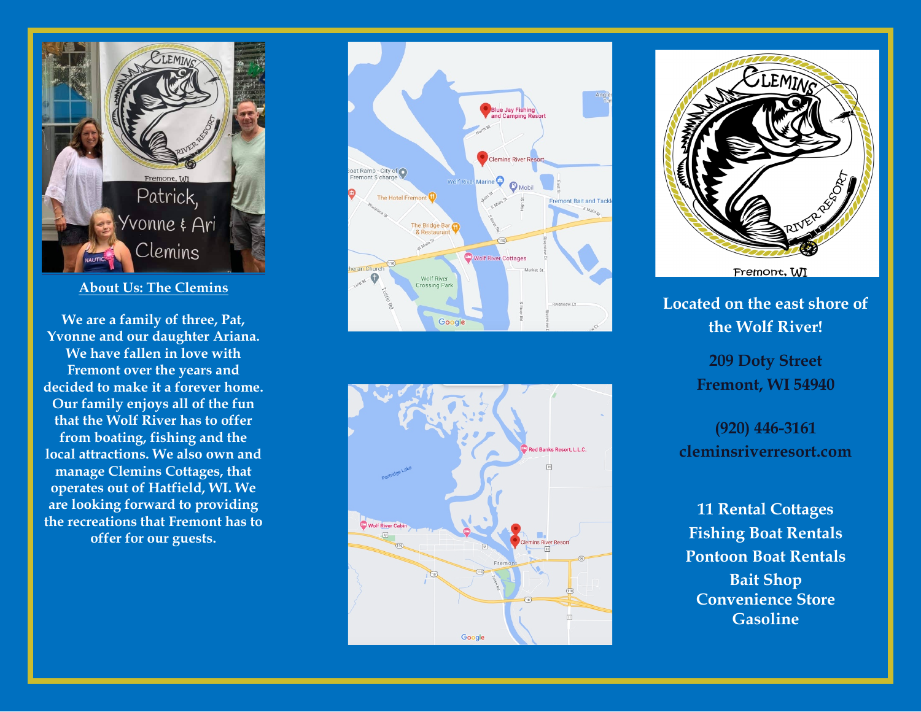## About Us: The Clemins

**We are a family of three, Pat, Yvonne and our daughter Ariana. We have fallen in love with Fremont over the years and decided to make it a forever home. Our family enjoys all of the fun that the Wolf River has to offer from boating, fishing and the local attractions. We also own and manage Clemins Cottages, that operates out of Hatfield, WI. We are looking forward to providing the recreations that Fremont has to offer for our guests.**

**Located on the east shore of the Wolf River!**

**209 Doty Street**
**Fremont, WI 54940**

**(920) 446-3161**
**cleminsriverresort.com**

**11 Rental Cottages**
**Fishing Boat Rentals**
**Pontoon Boat Rentals**
**Bait Shop**
**Convenience Store**
**Gasoline**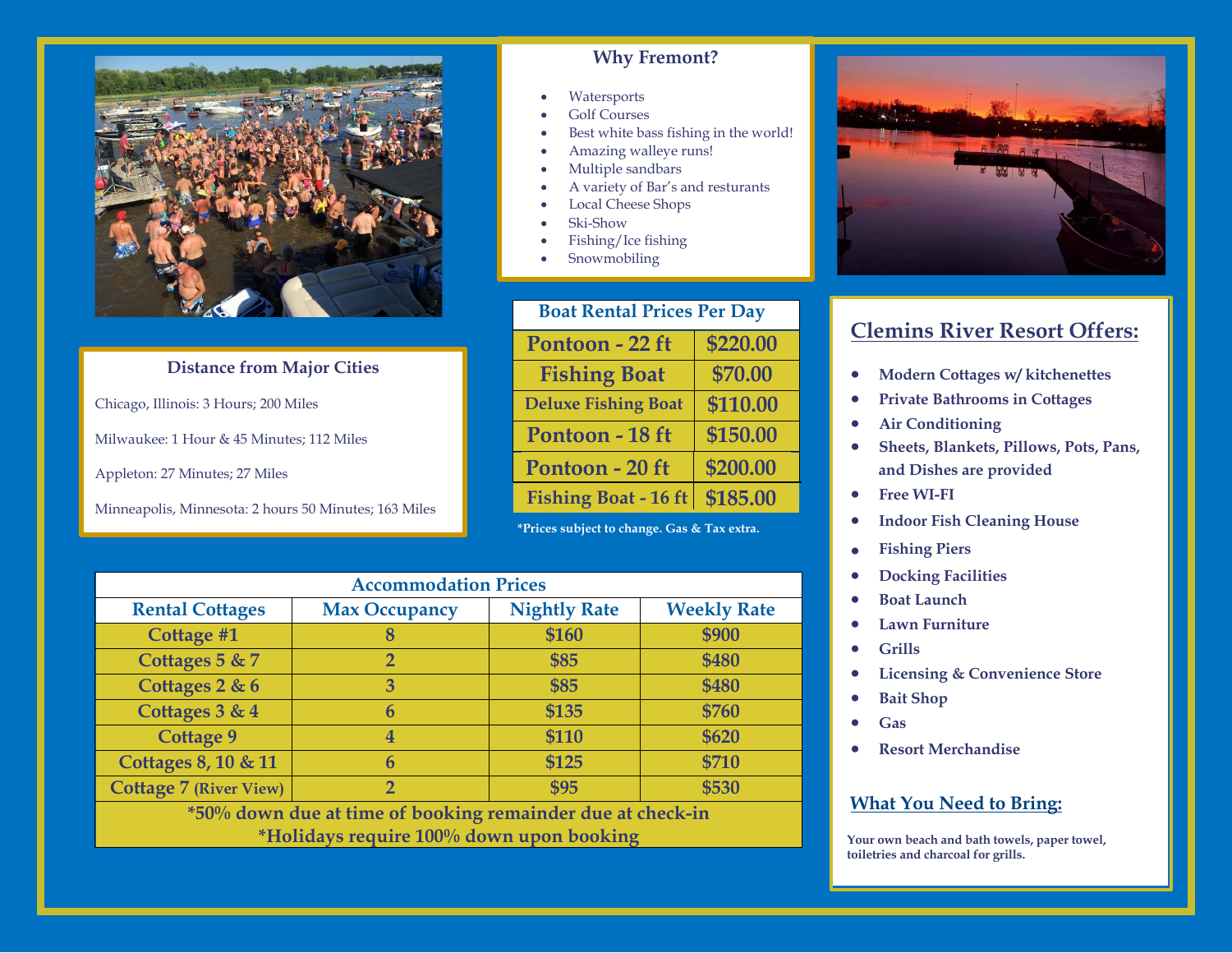## Why Fremont?

- Watersports
- Golf Courses
- Best white bass fishing in the world!
- Amazing walleye runs!
- Multiple sandbars
- A variety of Bar's and resturants
- Local Cheese Shops
- Ski-Show
- Fishing/Ice fishing
- Snowmobiling

## Distance from Major Cities

Chicago, Illinois: 3 Hours; 200 Miles

Milwaukee: 1 Hour & 45 Minutes; 112 Miles

Appleton: 27 Minutes; 27 Miles

Minneapolis, Minnesota: 2 hours 50 Minutes; 163 Miles

| Boat Rental Prices Per Day | |
|---|---|
| Pontoon - 22 ft | $220.00 |
| Fishing Boat | $70.00 |
| Deluxe Fishing Boat | $110.00 |
| Pontoon - 18 ft | $150.00 |
| Pontoon - 20 ft | $200.00 |
| Fishing Boat - 16 ft | $185.00 |

*Prices subject to change. Gas & Tax extra.

| Accommodation Prices | | | |
|---|---|---|---|
| Rental Cottages | Max Occupancy | Nightly Rate | Weekly Rate |
| Cottage #1 | 8 | $160 | $900 |
| Cottages 5 & 7 | 2 | $85 | $480 |
| Cottages 2 & 6 | 3 | $85 | $480 |
| Cottages 3 & 4 | 6 | $135 | $760 |
| Cottage 9 | 4 | $110 | $620 |
| Cottages 8, 10 & 11 | 6 | $125 | $710 |
| Cottage 7 (River View) | 2 | $95 | $530 |

*50% down due at time of booking remainder due at check-in
*Holidays require 100% down upon booking

## Clemins River Resort Offers:

- **Modern Cottages w/ kitchenettes**
- **Private Bathrooms in Cottages**
- **Air Conditioning**
- **Sheets, Blankets, Pillows, Pots, Pans, and Dishes are provided**
- **Free WI-FI**
- **Indoor Fish Cleaning House**
- **Fishing Piers**
- **Docking Facilities**
- **Boat Launch**
- **Lawn Furniture**
- **Grills**
- **Licensing & Convenience Store**
- **Bait Shop**
- **Gas**
- **Resort Merchandise**

## What You Need to Bring:

**Your own beach and bath towels, paper towel, toiletries and charcoal for grills.**